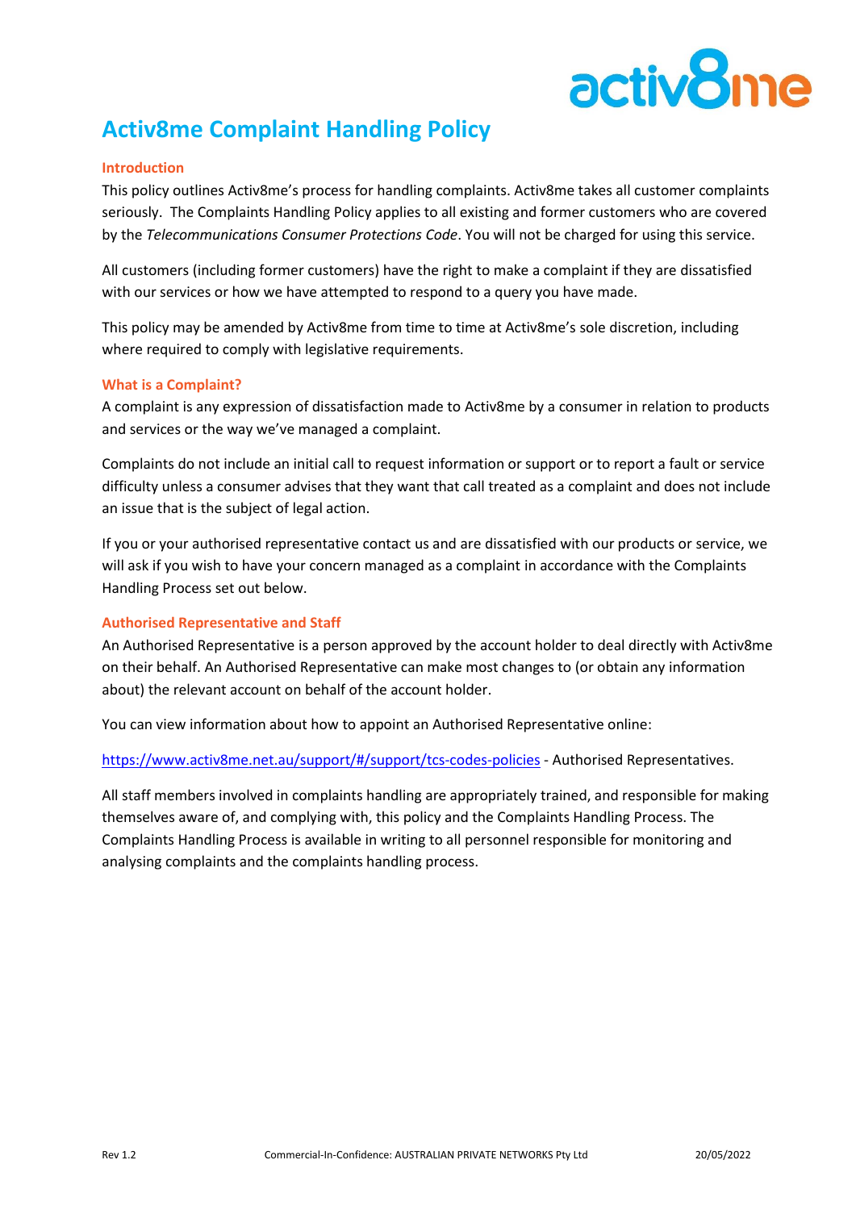# Activ8me Complaint Handling Policy

## Introduction

This policy outlines Activ8me's process for handling complaints. Activ8me takes all customer complaints seriously. The Complaints Handling Policy applies to all existing and former customers who are covered by the *Telecommunications Consumer Protections Code*. You will not be charged for using this service.

All customers (including former customers) have the right to make a complaint if they are dissatisfied with our services or how we have attempted to respond to a query you have made.

This policy may be amended by Activ8me from time to time at Activ8me's sole discretion, including where required to comply with legislative requirements.

## What is a Complaint?

A complaint is any expression of dissatisfaction made to Activ8me by a consumer in relation to products and services or the way we've managed a complaint.

Complaints do not include an initial call to request information or support or to report a fault or service difficulty unless a consumer advises that they want that call treated as a complaint and does not include an issue that is the subject of legal action.

If you or your authorised representative contact us and are dissatisfied with our products or service, we will ask if you wish to have your concern managed as a complaint in accordance with the Complaints Handling Process set out below.

## Authorised Representative and Staff

An Authorised Representative is a person approved by the account holder to deal directly with Activ8me on their behalf. An Authorised Representative can make most changes to (or obtain any information about) the relevant account on behalf of the account holder.

You can view information about how to appoint an Authorised Representative online:

[https://www.activ8me.net.au/support/#/support/tcs-codes-policies](https://www.activ8me.net.au/support/#/support/tcs-codes-policies) - Authorised Representatives.

All staff members involved in complaints handling are appropriately trained, and responsible for making themselves aware of, and complying with, this policy and the Complaints Handling Process. The Complaints Handling Process is available in writing to all personnel responsible for monitoring and analysing complaints and the complaints handling process.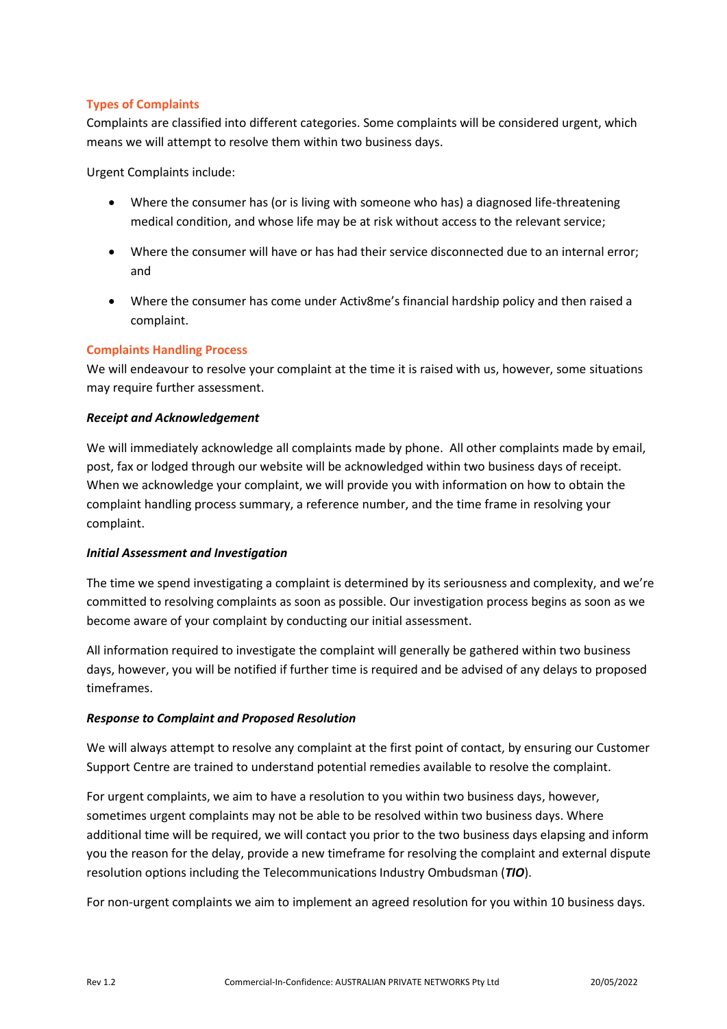## Types of Complaints

Complaints are classified into different categories. Some complaints will be considered urgent, which means we will attempt to resolve them within two business days.

Urgent Complaints include:

- Where the consumer has (or is living with someone who has) a diagnosed life-threatening medical condition, and whose life may be at risk without access to the relevant service;
- Where the consumer will have or has had their service disconnected due to an internal error; and
- Where the consumer has come under Activ8me's financial hardship policy and then raised a complaint.

## Complaints Handling Process

We will endeavour to resolve your complaint at the time it is raised with us, however, some situations may require further assessment.

### *Receipt and Acknowledgement*

We will immediately acknowledge all complaints made by phone. All other complaints made by email, post, fax or lodged through our website will be acknowledged within two business days of receipt. When we acknowledge your complaint, we will provide you with information on how to obtain the complaint handling process summary, a reference number, and the time frame in resolving your complaint.

### *Initial Assessment and Investigation*

The time we spend investigating a complaint is determined by its seriousness and complexity, and we're committed to resolving complaints as soon as possible. Our investigation process begins as soon as we become aware of your complaint by conducting our initial assessment.

All information required to investigate the complaint will generally be gathered within two business days, however, you will be notified if further time is required and be advised of any delays to proposed timeframes.

### *Response to Complaint and Proposed Resolution*

We will always attempt to resolve any complaint at the first point of contact, by ensuring our Customer Support Centre are trained to understand potential remedies available to resolve the complaint.

For urgent complaints, we aim to have a resolution to you within two business days, however, sometimes urgent complaints may not be able to be resolved within two business days. Where additional time will be required, we will contact you prior to the two business days elapsing and inform you the reason for the delay, provide a new timeframe for resolving the complaint and external dispute resolution options including the Telecommunications Industry Ombudsman (***TIO***).

For non-urgent complaints we aim to implement an agreed resolution for you within 10 business days.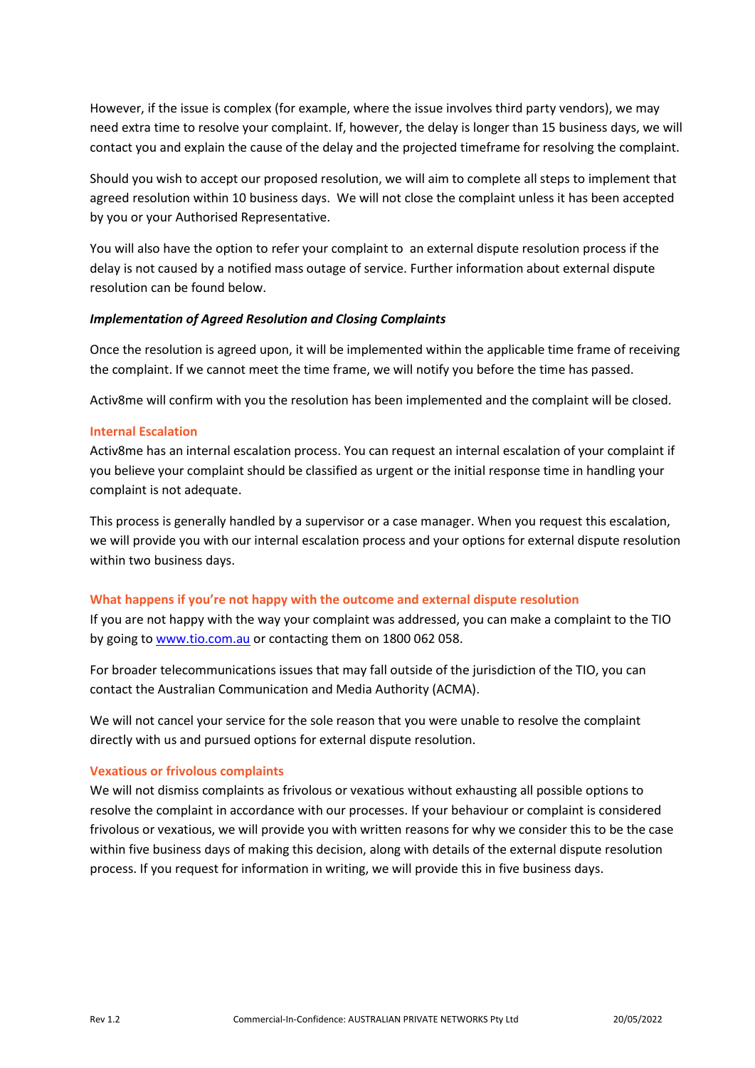However, if the issue is complex (for example, where the issue involves third party vendors), we may need extra time to resolve your complaint. If, however, the delay is longer than 15 business days, we will contact you and explain the cause of the delay and the projected timeframe for resolving the complaint.

Should you wish to accept our proposed resolution, we will aim to complete all steps to implement that agreed resolution within 10 business days. We will not close the complaint unless it has been accepted by you or your Authorised Representative.

You will also have the option to refer your complaint to an external dispute resolution process if the delay is not caused by a notified mass outage of service. Further information about external dispute resolution can be found below.

***Implementation of Agreed Resolution and Closing Complaints***

Once the resolution is agreed upon, it will be implemented within the applicable time frame of receiving the complaint. If we cannot meet the time frame, we will notify you before the time has passed.

Activ8me will confirm with you the resolution has been implemented and the complaint will be closed.

### Internal Escalation

Activ8me has an internal escalation process. You can request an internal escalation of your complaint if you believe your complaint should be classified as urgent or the initial response time in handling your complaint is not adequate.

This process is generally handled by a supervisor or a case manager. When you request this escalation, we will provide you with our internal escalation process and your options for external dispute resolution within two business days.

### What happens if you're not happy with the outcome and external dispute resolution

If you are not happy with the way your complaint was addressed, you can make a complaint to the TIO by going to [www.tio.com.au](http://www.tio.com.au) or contacting them on 1800 062 058.

For broader telecommunications issues that may fall outside of the jurisdiction of the TIO, you can contact the Australian Communication and Media Authority (ACMA).

We will not cancel your service for the sole reason that you were unable to resolve the complaint directly with us and pursued options for external dispute resolution.

### Vexatious or frivolous complaints

We will not dismiss complaints as frivolous or vexatious without exhausting all possible options to resolve the complaint in accordance with our processes. If your behaviour or complaint is considered frivolous or vexatious, we will provide you with written reasons for why we consider this to be the case within five business days of making this decision, along with details of the external dispute resolution process. If you request for information in writing, we will provide this in five business days.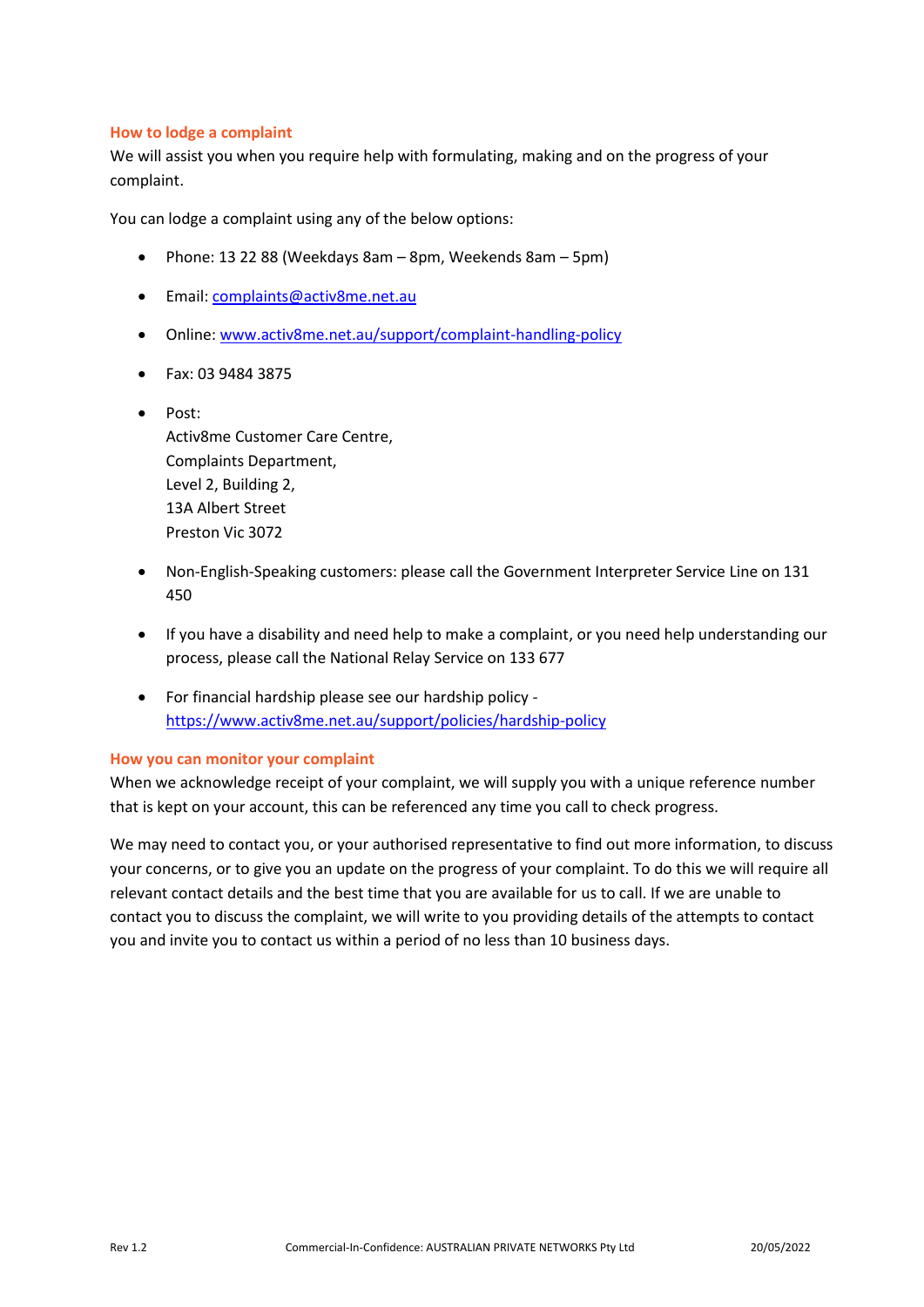### How to lodge a complaint

We will assist you when you require help with formulating, making and on the progress of your complaint.

You can lodge a complaint using any of the below options:

- Phone: 13 22 88 (Weekdays 8am – 8pm, Weekends 8am – 5pm)
- Email: [complaints@activ8me.net.au](mailto:complaints@activ8me.net.au)
- Online: [www.activ8me.net.au/support/complaint-handling-policy](http://www.activ8me.net.au/support/complaint-handling-policy)
- Fax: 03 9484 3875
- Post:  
  Activ8me Customer Care Centre,  
  Complaints Department,  
  Level 2, Building 2,  
  13A Albert Street  
  Preston Vic 3072
- Non-English-Speaking customers: please call the Government Interpreter Service Line on 131 450
- If you have a disability and need help to make a complaint, or you need help understanding our process, please call the National Relay Service on 133 677
- For financial hardship please see our hardship policy - [https://www.activ8me.net.au/support/policies/hardship-policy](https://www.activ8me.net.au/support/policies/hardship-policy)

### How you can monitor your complaint

When we acknowledge receipt of your complaint, we will supply you with a unique reference number that is kept on your account, this can be referenced any time you call to check progress.

We may need to contact you, or your authorised representative to find out more information, to discuss your concerns, or to give you an update on the progress of your complaint. To do this we will require all relevant contact details and the best time that you are available for us to call. If we are unable to contact you to discuss the complaint, we will write to you providing details of the attempts to contact you and invite you to contact us within a period of no less than 10 business days.